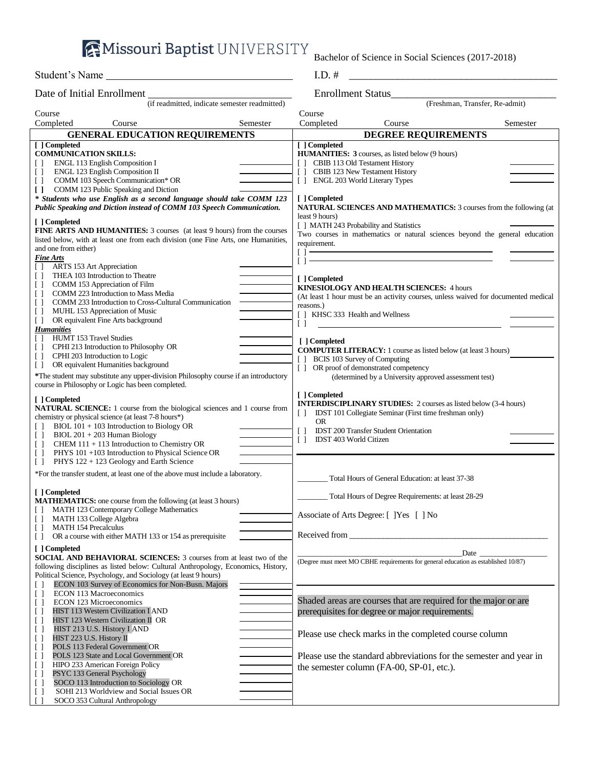# Missouri Baptist UNIVERSITY

Bachelor of Science in Social Sciences (2017-2018)

Student's Name ____________________ I.D. # ____________________

Date of Initial Enrollment ____________________ (if readmitted, indicate semester readmitted)

Enrollment Status____________________ (Freshman, Transfer, Re-admit)

Course Completed | Course | Semester

## GENERAL EDUCATION REQUIREMENTS

[ ] Completed
**COMMUNICATION SKILLS:**

- [ ] ENGL 113 English Composition I ______
- [ ] ENGL 123 English Composition II ______
- [ ] COMM 103 Speech Communication* OR ______
- [ ] COMM 123 Public Speaking and Diction

***\* Students who use English as a second language should take COMM 123 Public Speaking and Diction instead of COMM 103 Speech Communication.***

[ ] Completed
**FINE ARTS AND HUMANITIES:** 3 courses (at least 9 hours) from the courses listed below, with at least one from each division (one Fine Arts, one Humanities, and one from either)

***Fine Arts***

- [ ] ARTS 153 Art Appreciation ______
- [ ] THEA 103 Introduction to Theatre ______
- [ ] COMM 153 Appreciation of Film ______
- [ ] COMM 223 Introduction to Mass Media ______
- [ ] COMM 233 Introduction to Cross-Cultural Communication ______
- [ ] MUHL 153 Appreciation of Music ______
- [ ] OR equivalent Fine Arts background ______

***Humanities***

- [ ] HUMT 153 Travel Studies ______
- [ ] CPHI 213 Introduction to Philosophy OR ______
- [ ] CPHI 203 Introduction to Logic ______
- [ ] OR equivalent Humanities background ______

*The student may substitute any upper-division Philosophy course if an introductory course in Philosophy or Logic has been completed.

[ ] Completed
**NATURAL SCIENCE:** 1 course from the biological sciences and 1 course from chemistry or physical science (at least 7-8 hours*)

- [ ] BIOL 101 + 103 Introduction to Biology OR ______
- [ ] BIOL 201 + 203 Human Biology ______
- [ ] CHEM 111 + 113 Introduction to Chemistry OR ______
- [ ] PHYS 101 +103 Introduction to Physical Science OR ______
- [ ] PHYS 122 + 123 Geology and Earth Science ______

*For the transfer student, at least one of the above must include a laboratory.

[ ] Completed
**MATHEMATICS:** one course from the following (at least 3 hours)

- [ ] MATH 123 Contemporary College Mathematics ______
- [ ] MATH 133 College Algebra ______
- [ ] MATH 154 Precalculus ______
- [ ] OR a course with either MATH 133 or 154 as prerequisite ______

[ ] Completed
**SOCIAL AND BEHAVIORAL SCIENCES:** 3 courses from at least two of the following disciplines as listed below: Cultural Anthropology, Economics, History, Political Science, Psychology, and Sociology (at least 9 hours)

- [ ] ECON 103 Survey of Economics for Non-Busn. Majors ______
- [ ] ECON 113 Macroeconomics ______
- [ ] ECON 123 Microeconomics ______
- [ ] HIST 113 Western Civilization I AND ______
- [ ] HIST 123 Western Civilization II OR ______
- [ ] HIST 213 U.S. History I AND ______
- [ ] HIST 223 U.S. History II ______
- [ ] POLS 113 Federal Government OR ______
- [ ] POLS 123 State and Local Government OR ______
- [ ] HIPO 233 American Foreign Policy ______
- [ ] PSYC 133 General Psychology ______
- [ ] SOCO 113 Introduction to Sociology OR ______
- [ ] SOHI 213 Worldview and Social Issues OR ______
- [ ] SOCO 353 Cultural Anthropology ______

## DEGREE REQUIREMENTS

[ ] Completed
**HUMANITIES: 3** courses, as listed below (9 hours)

- [ ] CBIB 113 Old Testament History ______
- [ ] CBIB 123 New Testament History ______
- [ ] ENGL 203 World Literary Types ______

[ ] Completed
**NATURAL SCIENCES AND MATHEMATICS:** 3 courses from the following (at least 9 hours)

- [ ] MATH 243 Probability and Statistics ______

Two courses in mathematics or natural sciences beyond the general education requirement.

- [ ] ____________________ ______
- [ ] ____________________ ______

[ ] Completed
**KINESIOLOGY AND HEALTH SCIENCES:** 4 hours
(At least 1 hour must be an activity courses, unless waived for documented medical reasons.)

- [ ] KHSC 333 Health and Wellness ______
- [ ] ____________________ ______

[ ] Completed
**COMPUTER LITERACY:** 1 course as listed below (at least 3 hours) ______

- [ ] BCIS 103 Survey of Computing
- [ ] OR proof of demonstrated competency (determined by a University approved assessment test)

[ ] Completed
**INTERDISCIPLINARY STUDIES:** 2 courses as listed below (3-4 hours)

- [ ] IDST 101 Collegiate Seminar (First time freshman only)
  OR
- [ ] IDST 200 Transfer Student Orientation ______
- [ ] IDST 403 World Citizen ______

______ Total Hours of General Education: at least 37-38

______ Total Hours of Degree Requirements: at least 28-29

Associate of Arts Degree: [ ]Yes [ ] No

Received from ____________________

____________________ Date ____________
(Degree must meet MO CBHE requirements for general education as established 10/87)

Shaded areas are courses that are required for the major or are prerequisites for degree or major requirements.

Please use check marks in the completed course column

Please use the standard abbreviations for the semester and year in the semester column (FA-00, SP-01, etc.).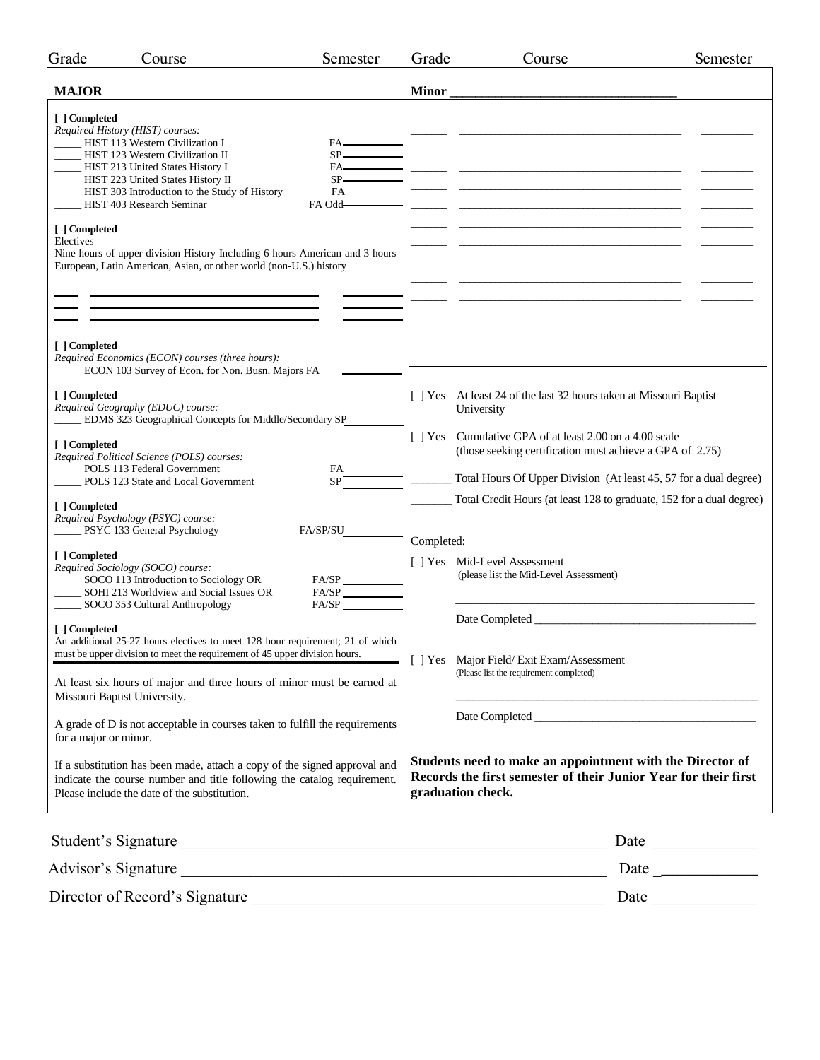| Grade | Course | Semester | Grade | Course | Semester |
|---|---|---|---|---|---|

## MAJOR

**[ ] Completed**
*Required History (HIST) courses:*

_____ HIST 113 Western Civilization I FA__________
_____ HIST 123 Western Civilization II SP__________
_____ HIST 213 United States History I FA__________
_____ HIST 223 United States History II SP__________
_____ HIST 303 Introduction to the Study of History FA__________
_____ HIST 403 Research Seminar FA Odd__________

**[ ] Completed**
Electives
Nine hours of upper division History Including 6 hours American and 3 hours European, Latin American, Asian, or other world (non-U.S.) history

___ ______________________________ ________
___ ______________________________ ________
___ ______________________________ ________

**[ ] Completed**
*Required Economics (ECON) courses (three hours):*

_____ ECON 103 Survey of Econ. for Non. Busn. Majors FA __________

**[ ] Completed**
*Required Geography (EDUC) course:*

_____ EDMS 323 Geographical Concepts for Middle/Secondary SP__________

**[ ] Completed**
*Required Political Science (POLS) courses:*

_____ POLS 113 Federal Government FA__________
_____ POLS 123 State and Local Government SP__________

**[ ] Completed**
*Required Psychology (PSYC) course:*

_____ PSYC 133 General Psychology FA/SP/SU__________

**[ ] Completed**
*Required Sociology (SOCO) course:*

_____ SOCO 113 Introduction to Sociology OR FA/SP__________
_____ SOHI 213 Worldview and Social Issues OR FA/SP__________
_____ SOCO 353 Cultural Anthropology FA/SP__________

**[ ] Completed**
An additional 25-27 hours electives to meet 128 hour requirement; 21 of which must be upper division to meet the requirement of 45 upper division hours.

At least six hours of major and three hours of minor must be earned at Missouri Baptist University.

A grade of D is not acceptable in courses taken to fulfill the requirements for a major or minor.

If a substitution has been made, attach a copy of the signed approval and indicate the course number and title following the catalog requirement. Please include the date of the substitution.

## Minor ________________________________

______ ______________________________ ________
______ ______________________________ ________
______ ______________________________ ________
______ ______________________________ ________
______ ______________________________ ________
______ ______________________________ ________
______ ______________________________ ________
______ ______________________________ ________
______ ______________________________ ________
______ ______________________________ ________
______ ______________________________ ________
______ ______________________________ ________

[ ] Yes At least 24 of the last 32 hours taken at Missouri Baptist University

[ ] Yes Cumulative GPA of at least 2.00 on a 4.00 scale (those seeking certification must achieve a GPA of 2.75)

_______ Total Hours Of Upper Division (At least 45, 57 for a dual degree)

_______ Total Credit Hours (at least 128 to graduate, 152 for a dual degree)

Completed:

[ ] Yes Mid-Level Assessment
(please list the Mid-Level Assessment)

____________________________________________________

Date Completed ____________________________________

[ ] Yes Major Field/ Exit Exam/Assessment
(Please list the requirement completed)

____________________________________________________

Date Completed ____________________________________

**Students need to make an appointment with the Director of Records the first semester of their Junior Year for their first graduation check.**

Student's Signature ______________________________________________ Date ____________

Advisor's Signature ______________________________________________ Date ____________

Director of Record's Signature ____________________________________ Date ____________